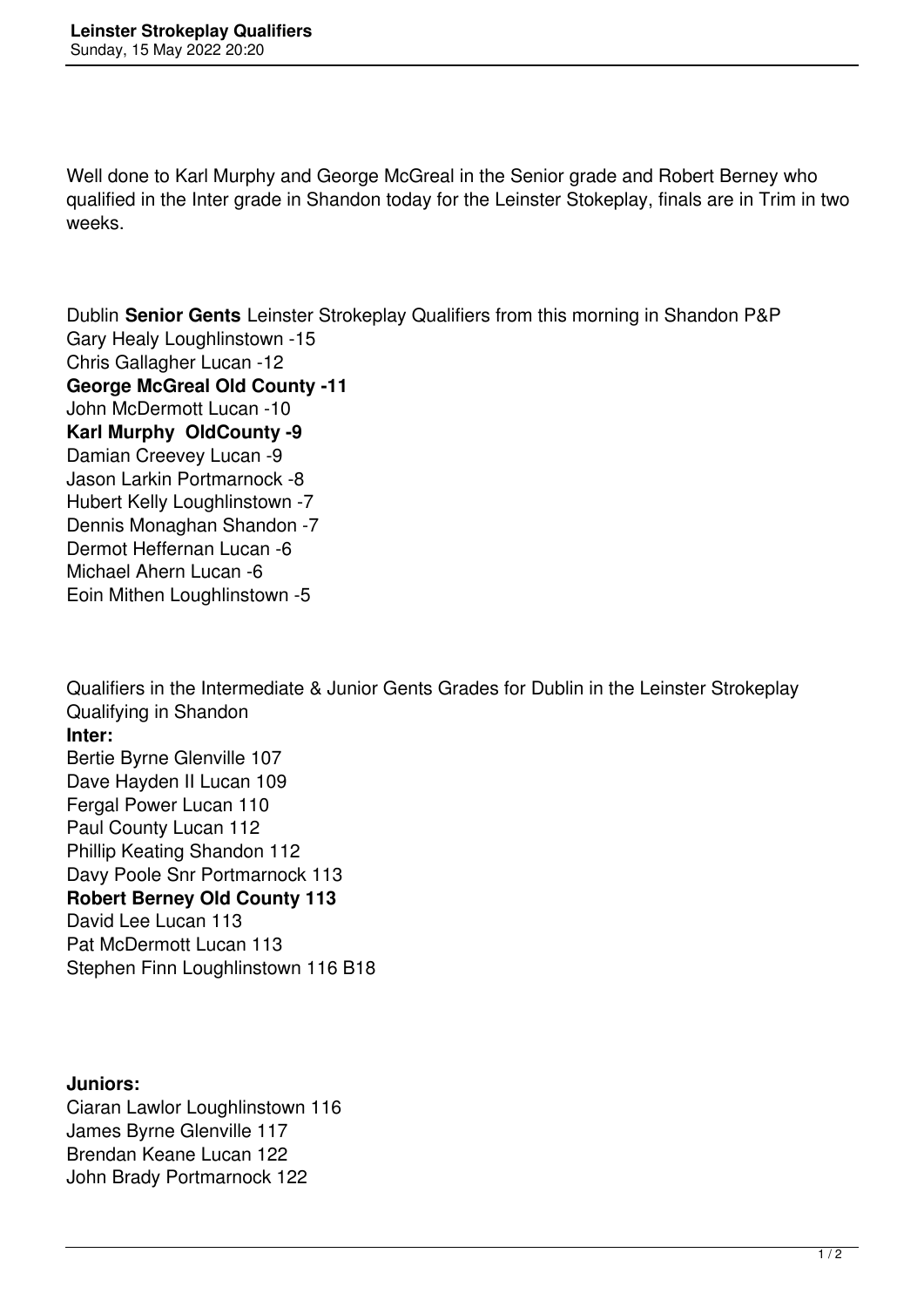Well done to Karl Murphy and George McGreal in the Senior grade and Robert Berney who qualified in the Inter grade in Shandon today for the Leinster Stokeplay, finals are in Trim in two weeks.

Dublin **Senior Gents** Leinster Strokeplay Qualifiers from this morning in Shandon P&P
Gary Healy Loughlinstown -15
Chris Gallagher Lucan -12
**George McGreal Old County -11**
John McDermott Lucan -10
**Karl Murphy OldCounty -9**
Damian Creevey Lucan -9
Jason Larkin Portmarnock -8
Hubert Kelly Loughlinstown -7
Dennis Monaghan Shandon -7
Dermot Heffernan Lucan -6
Michael Ahern Lucan -6
Eoin Mithen Loughlinstown -5

Qualifiers in the Intermediate & Junior Gents Grades for Dublin in the Leinster Strokeplay Qualifying in Shandon
**Inter:**
Bertie Byrne Glenville 107
Dave Hayden II Lucan 109
Fergal Power Lucan 110
Paul County Lucan 112
Phillip Keating Shandon 112
Davy Poole Snr Portmarnock 113
**Robert Berney Old County 113**
David Lee Lucan 113
Pat McDermott Lucan 113
Stephen Finn Loughlinstown 116 B18

**Juniors:**
Ciaran Lawlor Loughlinstown 116
James Byrne Glenville 117
Brendan Keane Lucan 122
John Brady Portmarnock 122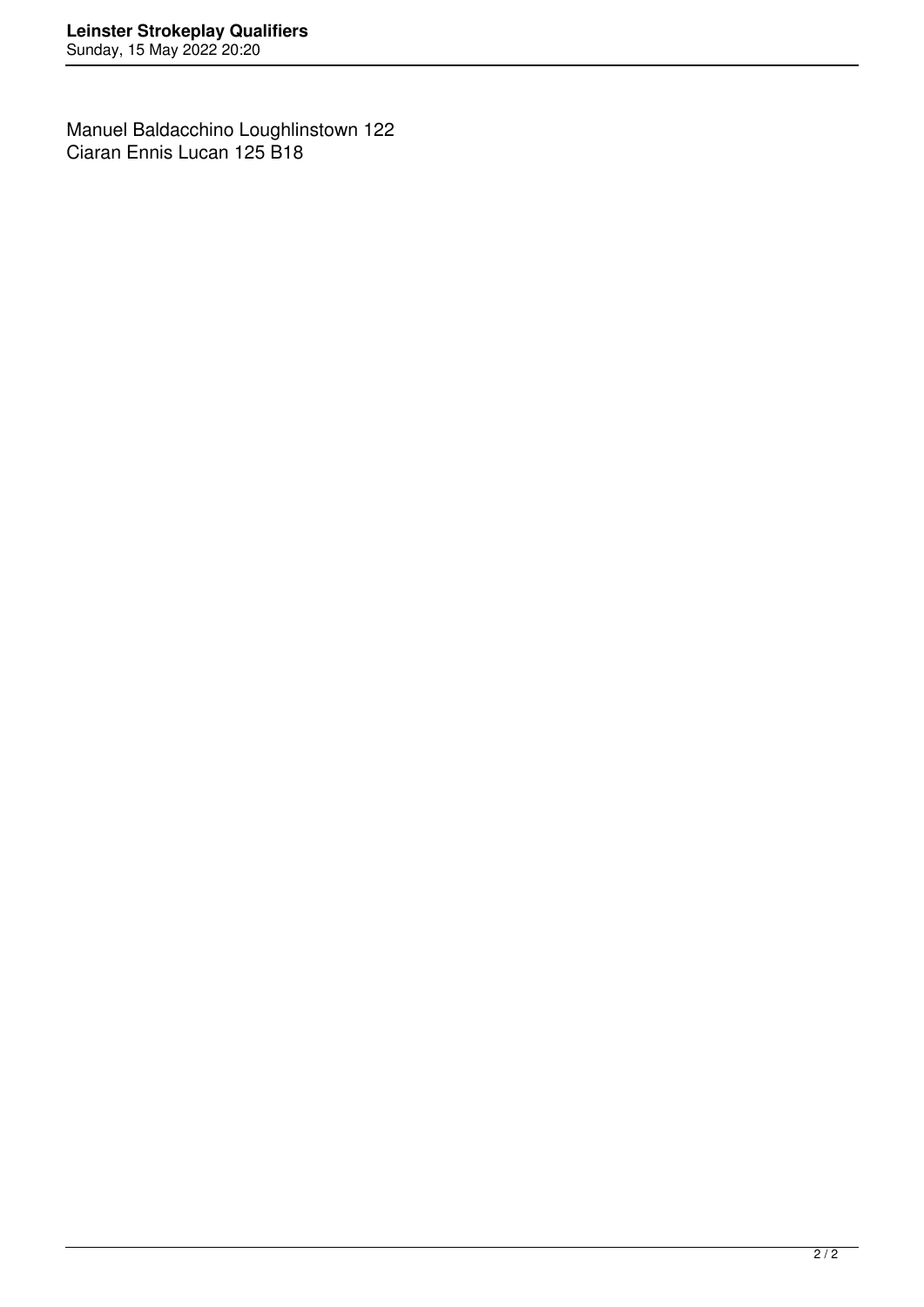Manuel Baldacchino Loughlinstown 122
Ciaran Ennis Lucan 125 B18